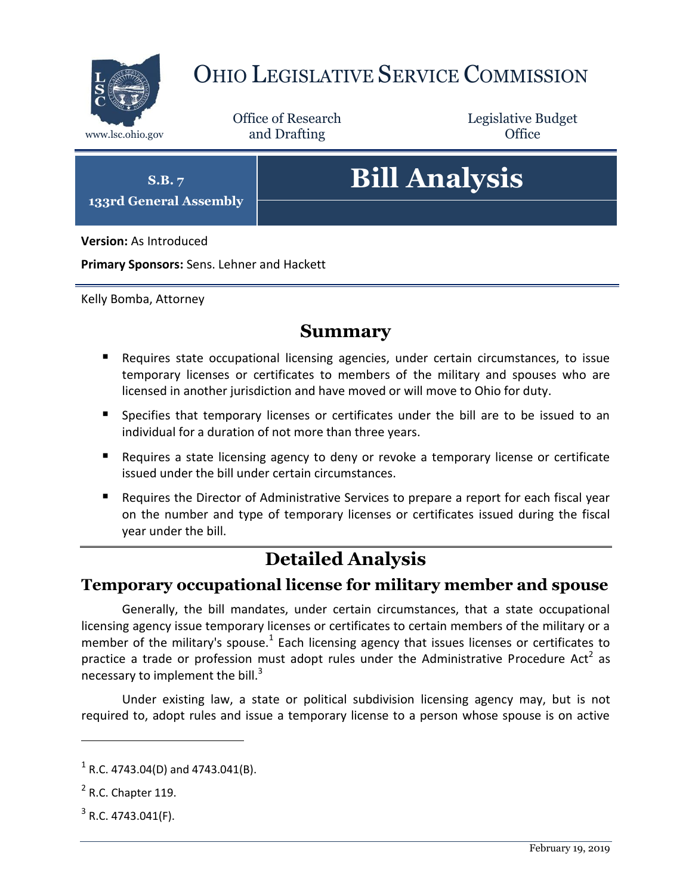# OHIO LEGISLATIVE SERVICE COMMISSION

www.lsc.ohio.gov

Office of Research and Drafting

Legislative Budget Office

**S.B. 7**
**133rd General Assembly**

# Bill Analysis

**Version:** As Introduced

**Primary Sponsors:** Sens. Lehner and Hackett

Kelly Bomba, Attorney

## Summary

- Requires state occupational licensing agencies, under certain circumstances, to issue temporary licenses or certificates to members of the military and spouses who are licensed in another jurisdiction and have moved or will move to Ohio for duty.
- Specifies that temporary licenses or certificates under the bill are to be issued to an individual for a duration of not more than three years.
- Requires a state licensing agency to deny or revoke a temporary license or certificate issued under the bill under certain circumstances.
- Requires the Director of Administrative Services to prepare a report for each fiscal year on the number and type of temporary licenses or certificates issued during the fiscal year under the bill.

## Detailed Analysis

### Temporary occupational license for military member and spouse

Generally, the bill mandates, under certain circumstances, that a state occupational licensing agency issue temporary licenses or certificates to certain members of the military or a member of the military's spouse.[1] Each licensing agency that issues licenses or certificates to practice a trade or profession must adopt rules under the Administrative Procedure Act[2] as necessary to implement the bill.[3]

Under existing law, a state or political subdivision licensing agency may, but is not required to, adopt rules and issue a temporary license to a person whose spouse is on active

---

[1] R.C. 4743.04(D) and 4743.041(B).

[2] R.C. Chapter 119.

[3] R.C. 4743.041(F).

February 19, 2019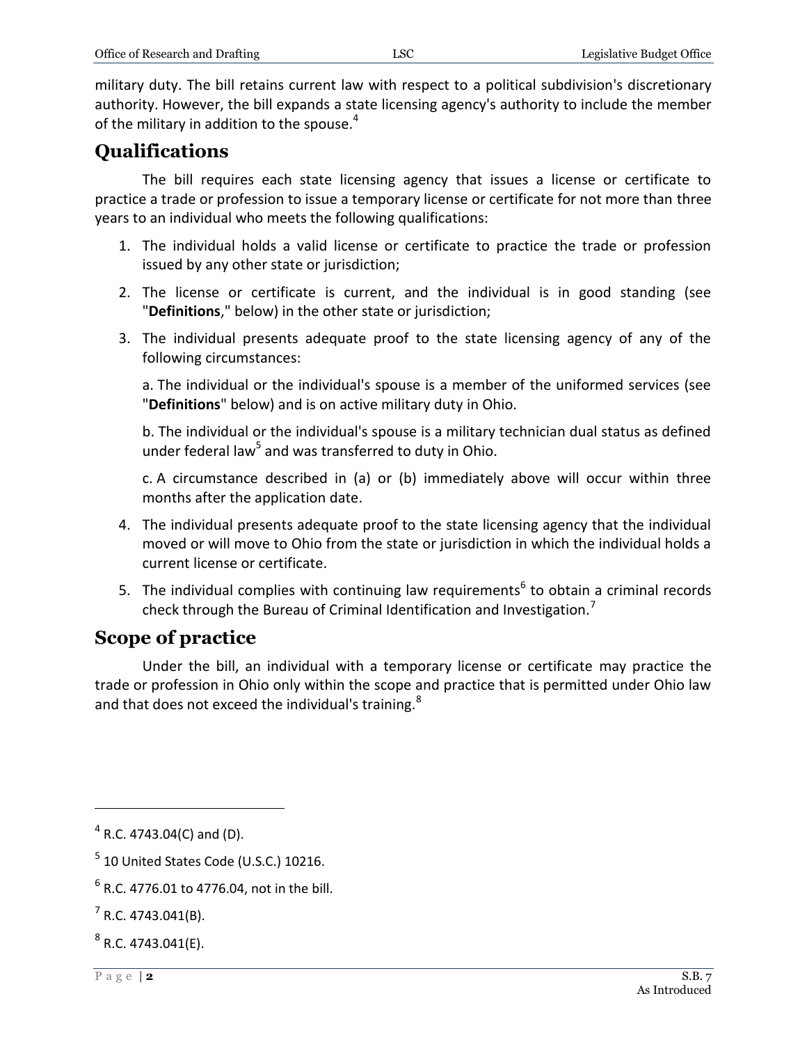military duty. The bill retains current law with respect to a political subdivision's discretionary authority. However, the bill expands a state licensing agency's authority to include the member of the military in addition to the spouse.[4]

## Qualifications

The bill requires each state licensing agency that issues a license or certificate to practice a trade or profession to issue a temporary license or certificate for not more than three years to an individual who meets the following qualifications:

1. The individual holds a valid license or certificate to practice the trade or profession issued by any other state or jurisdiction;
2. The license or certificate is current, and the individual is in good standing (see "**Definitions**," below) in the other state or jurisdiction;
3. The individual presents adequate proof to the state licensing agency of any of the following circumstances:

   a. The individual or the individual's spouse is a member of the uniformed services (see "**Definitions**" below) and is on active military duty in Ohio.

   b. The individual or the individual's spouse is a military technician dual status as defined under federal law[5] and was transferred to duty in Ohio.

   c. A circumstance described in (a) or (b) immediately above will occur within three months after the application date.
4. The individual presents adequate proof to the state licensing agency that the individual moved or will move to Ohio from the state or jurisdiction in which the individual holds a current license or certificate.
5. The individual complies with continuing law requirements[6] to obtain a criminal records check through the Bureau of Criminal Identification and Investigation.[7]

## Scope of practice

Under the bill, an individual with a temporary license or certificate may practice the trade or profession in Ohio only within the scope and practice that is permitted under Ohio law and that does not exceed the individual's training.[8]

---

[4] R.C. 4743.04(C) and (D).

[5] 10 United States Code (U.S.C.) 10216.

[6] R.C. 4776.01 to 4776.04, not in the bill.

[7] R.C. 4743.041(B).

[8] R.C. 4743.041(E).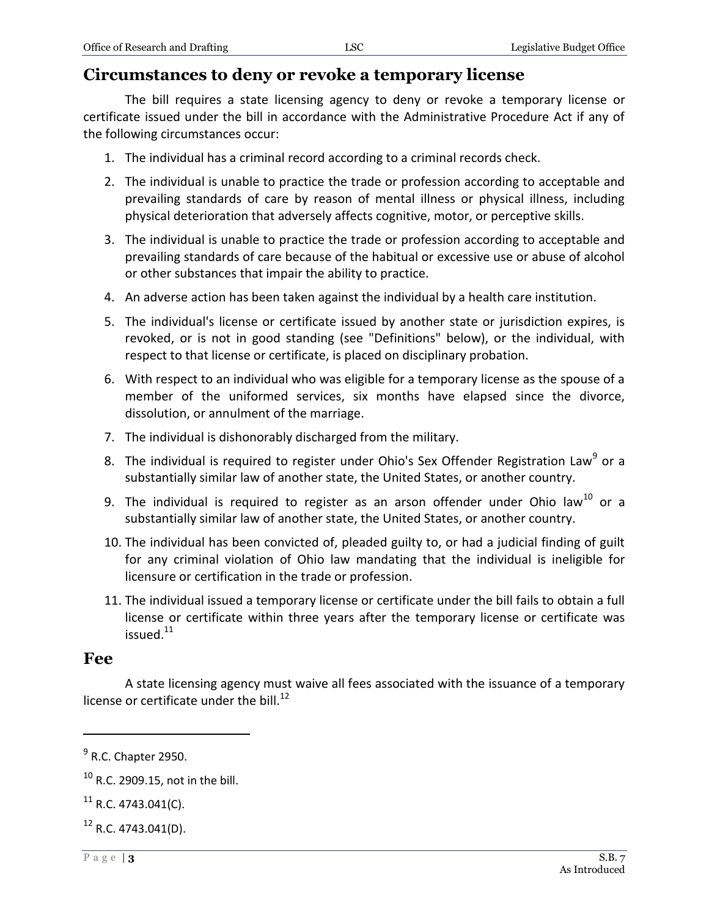## Circumstances to deny or revoke a temporary license

The bill requires a state licensing agency to deny or revoke a temporary license or certificate issued under the bill in accordance with the Administrative Procedure Act if any of the following circumstances occur:

1. The individual has a criminal record according to a criminal records check.
2. The individual is unable to practice the trade or profession according to acceptable and prevailing standards of care by reason of mental illness or physical illness, including physical deterioration that adversely affects cognitive, motor, or perceptive skills.
3. The individual is unable to practice the trade or profession according to acceptable and prevailing standards of care because of the habitual or excessive use or abuse of alcohol or other substances that impair the ability to practice.
4. An adverse action has been taken against the individual by a health care institution.
5. The individual's license or certificate issued by another state or jurisdiction expires, is revoked, or is not in good standing (see "Definitions" below), or the individual, with respect to that license or certificate, is placed on disciplinary probation.
6. With respect to an individual who was eligible for a temporary license as the spouse of a member of the uniformed services, six months have elapsed since the divorce, dissolution, or annulment of the marriage.
7. The individual is dishonorably discharged from the military.
8. The individual is required to register under Ohio's Sex Offender Registration Law[9] or a substantially similar law of another state, the United States, or another country.
9. The individual is required to register as an arson offender under Ohio law[10] or a substantially similar law of another state, the United States, or another country.
10. The individual has been convicted of, pleaded guilty to, or had a judicial finding of guilt for any criminal violation of Ohio law mandating that the individual is ineligible for licensure or certification in the trade or profession.
11. The individual issued a temporary license or certificate under the bill fails to obtain a full license or certificate within three years after the temporary license or certificate was issued.[11]

## Fee

A state licensing agency must waive all fees associated with the issuance of a temporary license or certificate under the bill.[12]

---

[9] R.C. Chapter 2950.

[10] R.C. 2909.15, not in the bill.

[11] R.C. 4743.041(C).

[12] R.C. 4743.041(D).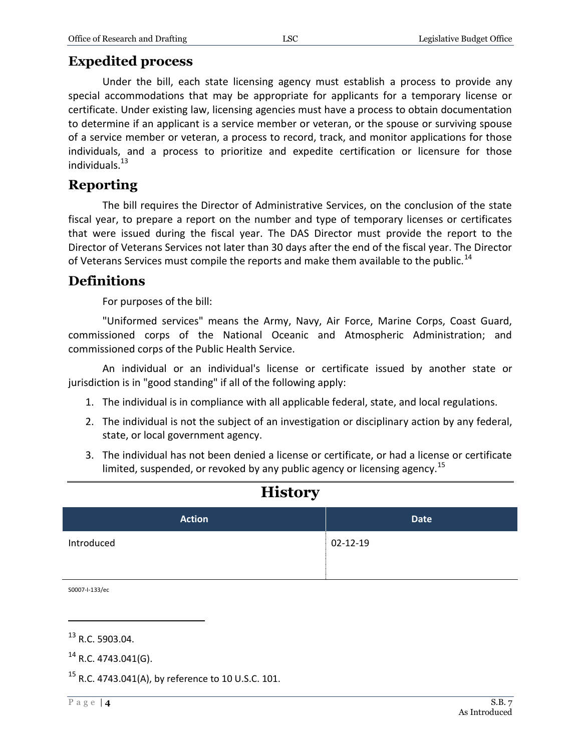## Expedited process

Under the bill, each state licensing agency must establish a process to provide any special accommodations that may be appropriate for applicants for a temporary license or certificate. Under existing law, licensing agencies must have a process to obtain documentation to determine if an applicant is a service member or veteran, or the spouse or surviving spouse of a service member or veteran, a process to record, track, and monitor applications for those individuals, and a process to prioritize and expedite certification or licensure for those individuals.[13]

## Reporting

The bill requires the Director of Administrative Services, on the conclusion of the state fiscal year, to prepare a report on the number and type of temporary licenses or certificates that were issued during the fiscal year. The DAS Director must provide the report to the Director of Veterans Services not later than 30 days after the end of the fiscal year. The Director of Veterans Services must compile the reports and make them available to the public.[14]

## Definitions

For purposes of the bill:

"Uniformed services" means the Army, Navy, Air Force, Marine Corps, Coast Guard, commissioned corps of the National Oceanic and Atmospheric Administration; and commissioned corps of the Public Health Service.

An individual or an individual's license or certificate issued by another state or jurisdiction is in "good standing" if all of the following apply:

1. The individual is in compliance with all applicable federal, state, and local regulations.
2. The individual is not the subject of an investigation or disciplinary action by any federal, state, or local government agency.
3. The individual has not been denied a license or certificate, or had a license or certificate limited, suspended, or revoked by any public agency or licensing agency.[15]

# History

| Action | Date |
|---|---|
| Introduced | 02-12-19 |

S0007-I-133/ec

[13] R.C. 5903.04.

[14] R.C. 4743.041(G).

[15] R.C. 4743.041(A), by reference to 10 U.S.C. 101.